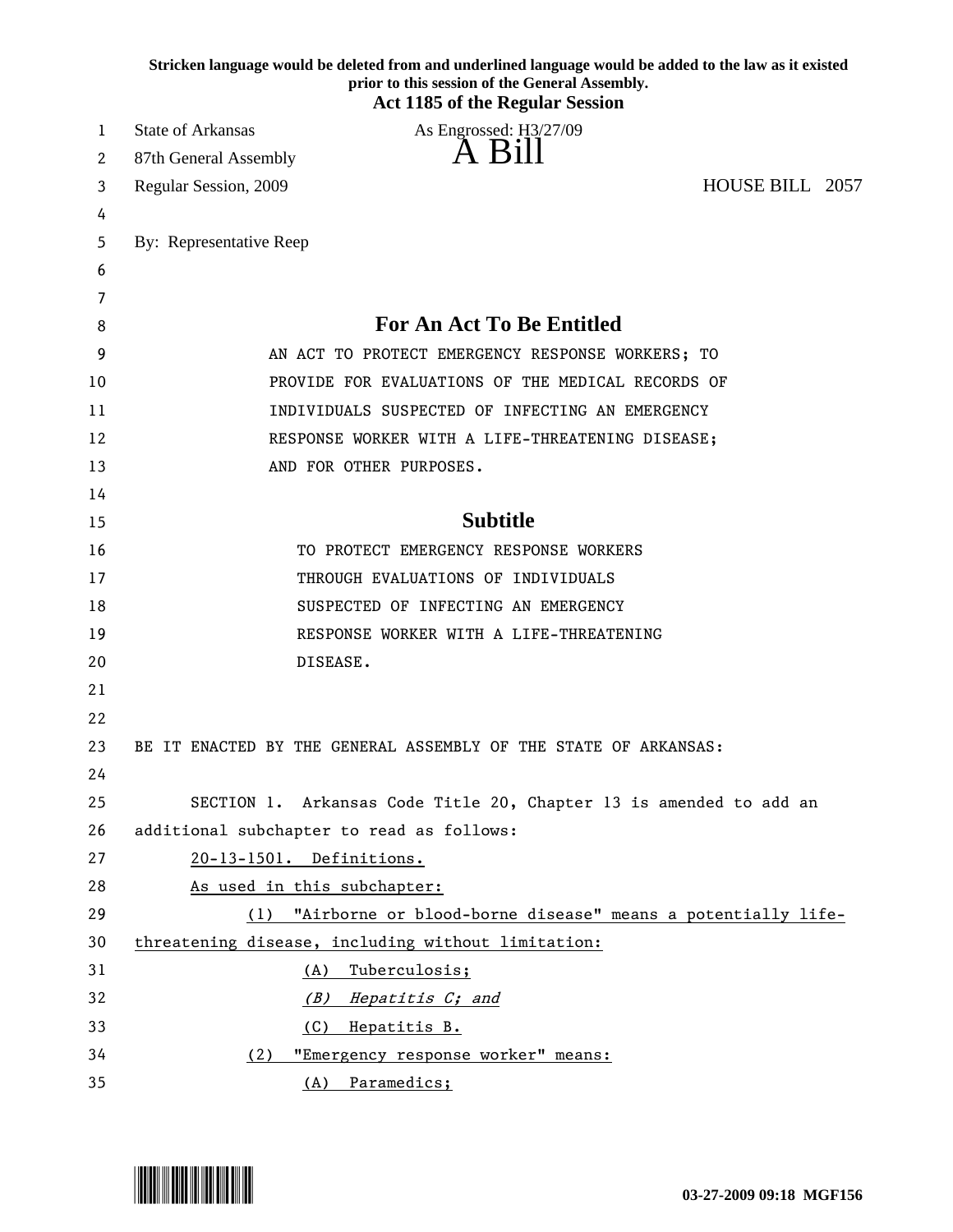Stricken language would be deleted from and underlined language would be added to the law as it existed prior to this session of the General Assembly.

**Act 1185 of the Regular Session**

State of Arkansas  As Engrossed: H3/27/09

87th General Assembly

# A Bill

Regular Session, 2009  HOUSE BILL 2057

By: Representative Reep

## For An Act To Be Entitled

AN ACT TO PROTECT EMERGENCY RESPONSE WORKERS; TO PROVIDE FOR EVALUATIONS OF THE MEDICAL RECORDS OF INDIVIDUALS SUSPECTED OF INFECTING AN EMERGENCY RESPONSE WORKER WITH A LIFE-THREATENING DISEASE; AND FOR OTHER PURPOSES.

## Subtitle

TO PROTECT EMERGENCY RESPONSE WORKERS THROUGH EVALUATIONS OF INDIVIDUALS SUSPECTED OF INFECTING AN EMERGENCY RESPONSE WORKER WITH A LIFE-THREATENING DISEASE.

BE IT ENACTED BY THE GENERAL ASSEMBLY OF THE STATE OF ARKANSAS:

SECTION 1. Arkansas Code Title 20, Chapter 13 is amended to add an additional subchapter to read as follows:

<u>20-13-1501. Definitions.</u>

<u>As used in this subchapter:</u>

<u>(1) "Airborne or blood-borne disease" means a potentially life-threatening disease, including without limitation:</u>

<u>(A) Tuberculosis;</u>

<u>*(B) Hepatitis C; and*</u>

<u>(C) Hepatitis B.</u>

<u>(2) "Emergency response worker" means:</u>

<u>(A) Paramedics;</u>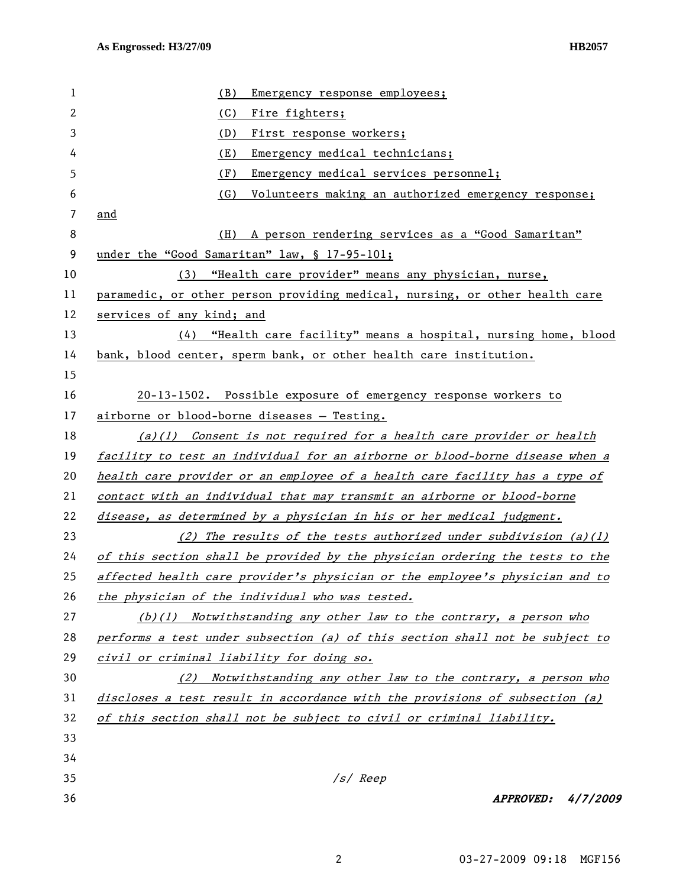(B) Emergency response employees;

(C) Fire fighters;

(D) First response workers;

(E) Emergency medical technicians;

(F) Emergency medical services personnel;

(G) Volunteers making an authorized emergency response; and

(H) A person rendering services as a "Good Samaritan" under the "Good Samaritan" law, § 17-95-101;

(3) "Health care provider" means any physician, nurse, paramedic, or other person providing medical, nursing, or other health care services of any kind; and

(4) "Health care facility" means a hospital, nursing home, blood bank, blood center, sperm bank, or other health care institution.

20-13-1502. Possible exposure of emergency response workers to airborne or blood-borne diseases – Testing.

*(a)(1) Consent is not required for a health care provider or health facility to test an individual for an airborne or blood-borne disease when a health care provider or an employee of a health care facility has a type of contact with an individual that may transmit an airborne or blood-borne disease, as determined by a physician in his or her medical judgment.*

*(2) The results of the tests authorized under subdivision (a)(1) of this section shall be provided by the physician ordering the tests to the affected health care provider's physician or the employee's physician and to the physician of the individual who was tested.*

*(b)(1) Notwithstanding any other law to the contrary, a person who performs a test under subsection (a) of this section shall not be subject to civil or criminal liability for doing so.*

*(2) Notwithstanding any other law to the contrary, a person who discloses a test result in accordance with the provisions of subsection (a) of this section shall not be subject to civil or criminal liability.*

*/s/ Reep*

***APPROVED: 4/7/2009***